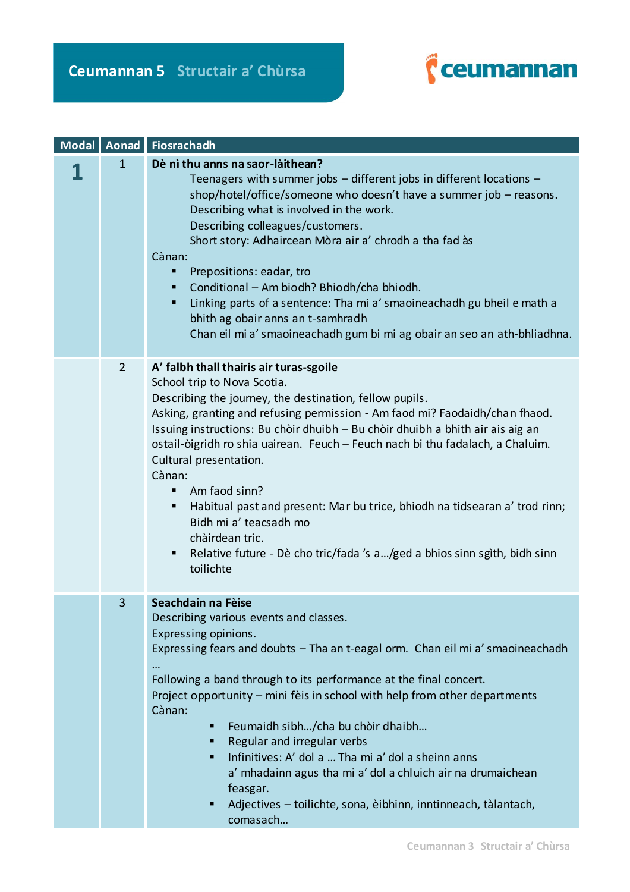# Ceumannan 5 Structair a' Chùrsa

ceumannan

| Modal | Aonad | Fiosrachadh |
|---|---|---|
| **1** | 1 | **Dè nì thu anns na saor-làithean?**<br>Teenagers with summer jobs – different jobs in different locations – shop/hotel/office/someone who doesn't have a summer job – reasons.<br>Describing what is involved in the work.<br>Describing colleagues/customers.<br>Short story: Adhaircean Mòra air a' chrodh a tha fad às<br>Cànan:<br>▪ Prepositions: eadar, tro<br>▪ Conditional – Am biodh? Bhiodh/cha bhiodh.<br>▪ Linking parts of a sentence: Tha mi a' smaoineachadh gu bheil e math a bhith ag obair anns an t-samhradh<br>Chan eil mi a' smaoineachadh gum bi mi ag obair an seo an ath-bhliadhna. |
| | 2 | **A' falbh thall thairis air turas-sgoile**<br>School trip to Nova Scotia.<br>Describing the journey, the destination, fellow pupils.<br>Asking, granting and refusing permission - Am faod mi? Faodaidh/chan fhaod.<br>Issuing instructions: Bu chòir dhuibh – Bu chòir dhuibh a bhith air ais aig an ostail-òigridh ro shia uairean. Feuch – Feuch nach bi thu fadalach, a Chaluim.<br>Cultural presentation.<br>Cànan:<br>▪ Am faod sinn?<br>▪ Habitual past and present: Mar bu trice, bhiodh na tidsearan a' trod rinn; Bidh mi a' teacsadh mo chàirdean tric.<br>▪ Relative future - Dè cho tric/fada 's a.../ged a bhios sinn sgìth, bidh sinn toilichte |
| | 3 | **Seachdain na Fèise**<br>Describing various events and classes.<br>Expressing opinions.<br>Expressing fears and doubts – Tha an t-eagal orm. Chan eil mi a' smaoineachadh ...<br>Following a band through to its performance at the final concert.<br>Project opportunity – mini fèis in school with help from other departments<br>Cànan:<br>▪ Feumaidh sibh.../cha bu chòir dhaibh...<br>▪ Regular and irregular verbs<br>▪ Infinitives: A' dol a ... Tha mi a' dol a sheinn anns a' mhadainn agus tha mi a' dol a chluich air na drumaichean feasgar.<br>▪ Adjectives – toilichte, sona, èibhinn, inntinneach, tàlantach, comasach... |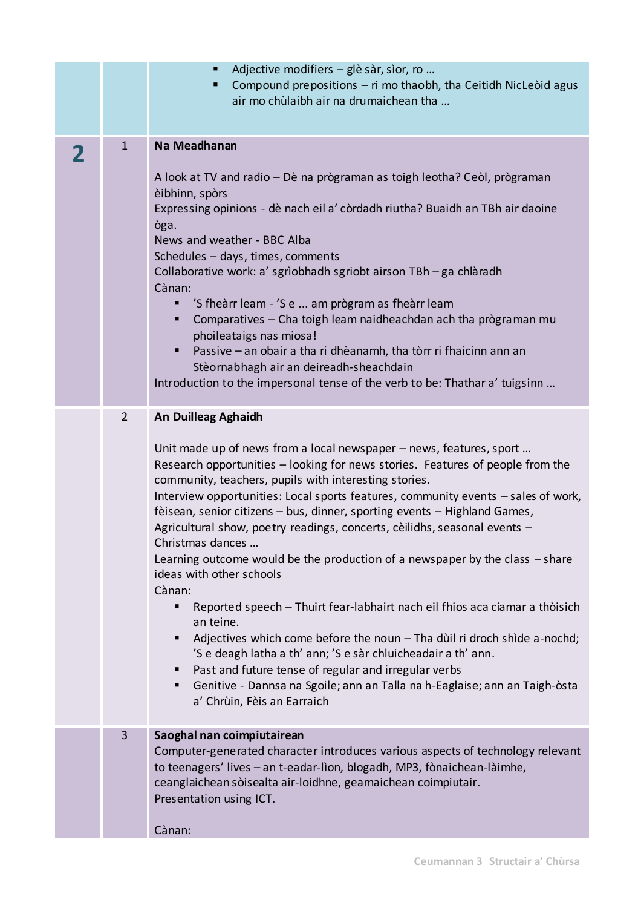| | | |
|---|---|---|
| | | ▪ Adjective modifiers – glè sàr, sìor, ro … <br> ▪ Compound prepositions – ri mo thaobh, tha Ceitidh NicLeòid agus air mo chùlaibh air na drumaichean tha … |
| **2** | 1 | **Na Meadhanan** <br><br> A look at TV and radio – Dè na prògraman as toigh leotha? Ceòl, prògraman èibhinn, spòrs <br> Expressing opinions - dè nach eil a' còrdadh riutha? Buaidh an TBh air daoine òga. <br> News and weather - BBC Alba <br> Schedules – days, times, comments <br> Collaborative work: a' sgrìobhadh sgriobt airson TBh – ga chlàradh <br> Cànan: <br> ▪ 'S fheàrr leam - 'S e ... am prògram as fheàrr leam <br> ▪ Comparatives – Cha toigh leam naidheachdan ach tha prògraman mu phoileataigs nas miosa! <br> ▪ Passive – an obair a tha ri dhèanamh, tha tòrr ri fhaicinn ann an Stèornabhagh air an deireadh-sheachdain <br> Introduction to the impersonal tense of the verb to be: Thathar a' tuigsinn … |
| | 2 | **An Duilleag Aghaidh** <br><br> Unit made up of news from a local newspaper – news, features, sport … <br> Research opportunities – looking for news stories. Features of people from the community, teachers, pupils with interesting stories. <br> Interview opportunities: Local sports features, community events – sales of work, fèisean, senior citizens – bus, dinner, sporting events – Highland Games, Agricultural show, poetry readings, concerts, cèilidhs, seasonal events – Christmas dances … <br> Learning outcome would be the production of a newspaper by the class – share ideas with other schools <br> Cànan: <br> ▪ Reported speech – Thuirt fear-labhairt nach eil fhios aca ciamar a thòisich an teine. <br> ▪ Adjectives which come before the noun – Tha dùil ri droch shìde a-nochd; 'S e deagh latha a th' ann; 'S e sàr chluicheadair a th' ann. <br> ▪ Past and future tense of regular and irregular verbs <br> ▪ Genitive - Dannsa na Sgoile; ann an Talla na h-Eaglaise; ann an Taigh-òsta a' Chrùin, Fèis an Earraich |
| | 3 | **Saoghal nan coimpiutairean** <br> Computer-generated character introduces various aspects of technology relevant to teenagers' lives – an t-eadar-lìon, blogadh, MP3, fònaichean-làimhe, ceanglaichean sòisealta air-loidhne, geamaichean coimpiutair. <br> Presentation using ICT. <br><br> Cànan: |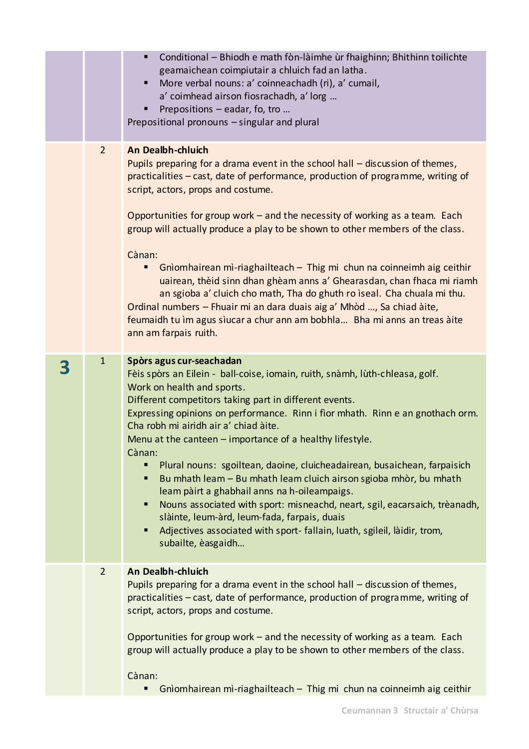| | | |
|---|---|---|
| | | ▪ Conditional – Bhiodh e math fòn-làimhe ùr fhaighinn; Bhithinn toilichte geamaichean coimpiutair a chluich fad an latha.<br>▪ More verbal nouns: a' coinneachadh (ri), a' cumail, a' coimhead airson fiosrachadh, a' lorg …<br>▪ Prepositions – eadar, fo, tro …<br>Prepositional pronouns – singular and plural |
| | 2 | **An Dealbh-chluich**<br>Pupils preparing for a drama event in the school hall – discussion of themes, practicalities – cast, date of performance, production of programme, writing of script, actors, props and costume.<br><br>Opportunities for group work – and the necessity of working as a team. Each group will actually produce a play to be shown to other members of the class.<br><br>Cànan:<br>▪ Gnìomhairean mì-riaghailteach – Thig mi chun na coinneimh aig ceithir uairean, thèid sinn dhan ghèam anns a' Ghearasdan, chan fhaca mi riamh an sgioba a' cluich cho math, Tha do ghuth ro ìseal. Cha chuala mi thu.<br>Ordinal numbers – Fhuair mi an dara duais aig a' Mhòd …, Sa chiad àite, feumaidh tu ìm agus siùcar a chur ann am bobhla… Bha mi anns an treas àite ann am farpais ruith. |
| **3** | 1 | **Spòrs agus cur-seachadan**<br>Fèis spòrs an Eilein - ball-coise, iomain, ruith, snàmh, lùth-chleasa, golf.<br>Work on health and sports.<br>Different competitors taking part in different events.<br>Expressing opinions on performance. Rinn i fìor mhath. Rinn e an gnothach orm. Cha robh mi airidh air a' chiad àite.<br>Menu at the canteen – importance of a healthy lifestyle.<br>Cànan:<br>▪ Plural nouns: sgoiltean, daoine, cluicheadairean, busaichean, farpaisich<br>▪ Bu mhath leam – Bu mhath leam cluich airson sgioba mhòr, bu mhath leam pàirt a ghabhail anns na h-oileampaigs.<br>▪ Nouns associated with sport: misneachd, neart, sgil, eacarsaich, trèanadh, slàinte, leum-àrd, leum-fada, farpais, duais<br>▪ Adjectives associated with sport- fallain, luath, sgileil, làidir, trom, subailte, èasgaidh… |
| | 2 | **An Dealbh-chluich**<br>Pupils preparing for a drama event in the school hall – discussion of themes, practicalities – cast, date of performance, production of programme, writing of script, actors, props and costume.<br><br>Opportunities for group work – and the necessity of working as a team. Each group will actually produce a play to be shown to other members of the class.<br><br>Cànan:<br>▪ Gnìomhairean mì-riaghailteach – Thig mi chun na coinneimh aig ceithir |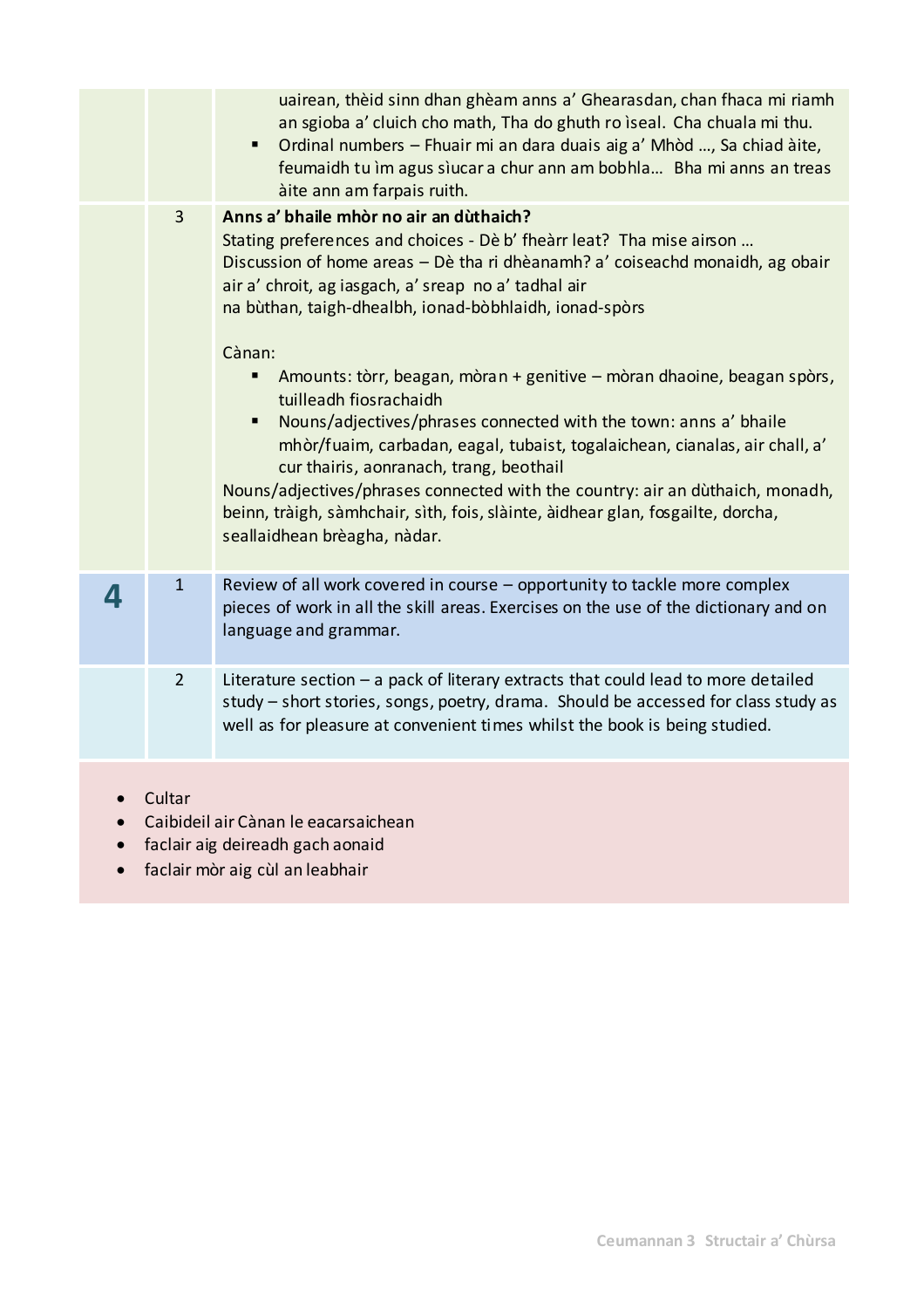| | | |
|---|---|---|
| | | uairean, thèid sinn dhan ghèam anns a' Ghearasdan, chan fhaca mi riamh an sgioba a' cluich cho math, Tha do ghuth ro ìseal. Cha chuala mi thu.<br>▪ Ordinal numbers – Fhuair mi an dara duais aig a' Mhòd …, Sa chiad àite, feumaidh tu ìm agus siùcar a chur ann am bobhla… Bha mi anns an treas àite ann am farpais ruith. |
| | 3 | **Anns a' bhaile mhòr no air an dùthaich?**<br>Stating preferences and choices - Dè b' fheàrr leat? Tha mise airson …<br>Discussion of home areas – Dè tha ri dhèanamh? a' coiseachd monaidh, ag obair air a' chroit, ag iasgach, a' sreap no a' tadhal air<br>na bùthan, taigh-dhealbh, ionad-bòbhlaidh, ionad-spòrs<br><br>Cànan:<br>▪ Amounts: tòrr, beagan, mòran + genitive – mòran dhaoine, beagan spòrs, tuilleadh fiosrachaidh<br>▪ Nouns/adjectives/phrases connected with the town: anns a' bhaile mhòr/fuaim, carbadan, eagal, tubaist, togalaichean, cianalas, air chall, a' cur thairis, aonranach, trang, beothail<br>Nouns/adjectives/phrases connected with the country: air an dùthaich, monadh, beinn, tràigh, sàmhchair, sìth, fois, slàinte, àidhear glan, fosgailte, dorcha, seallaidhean brèagha, nàdar. |
| **4** | 1 | Review of all work covered in course – opportunity to tackle more complex pieces of work in all the skill areas. Exercises on the use of the dictionary and on language and grammar. |
| | 2 | Literature section – a pack of literary extracts that could lead to more detailed study – short stories, songs, poetry, drama. Should be accessed for class study as well as for pleasure at convenient times whilst the book is being studied. |

- Cultar
- Caibideil air Cànan le eacarsaichean
- faclair aig deireadh gach aonaid
- faclair mòr aig cùl an leabhair